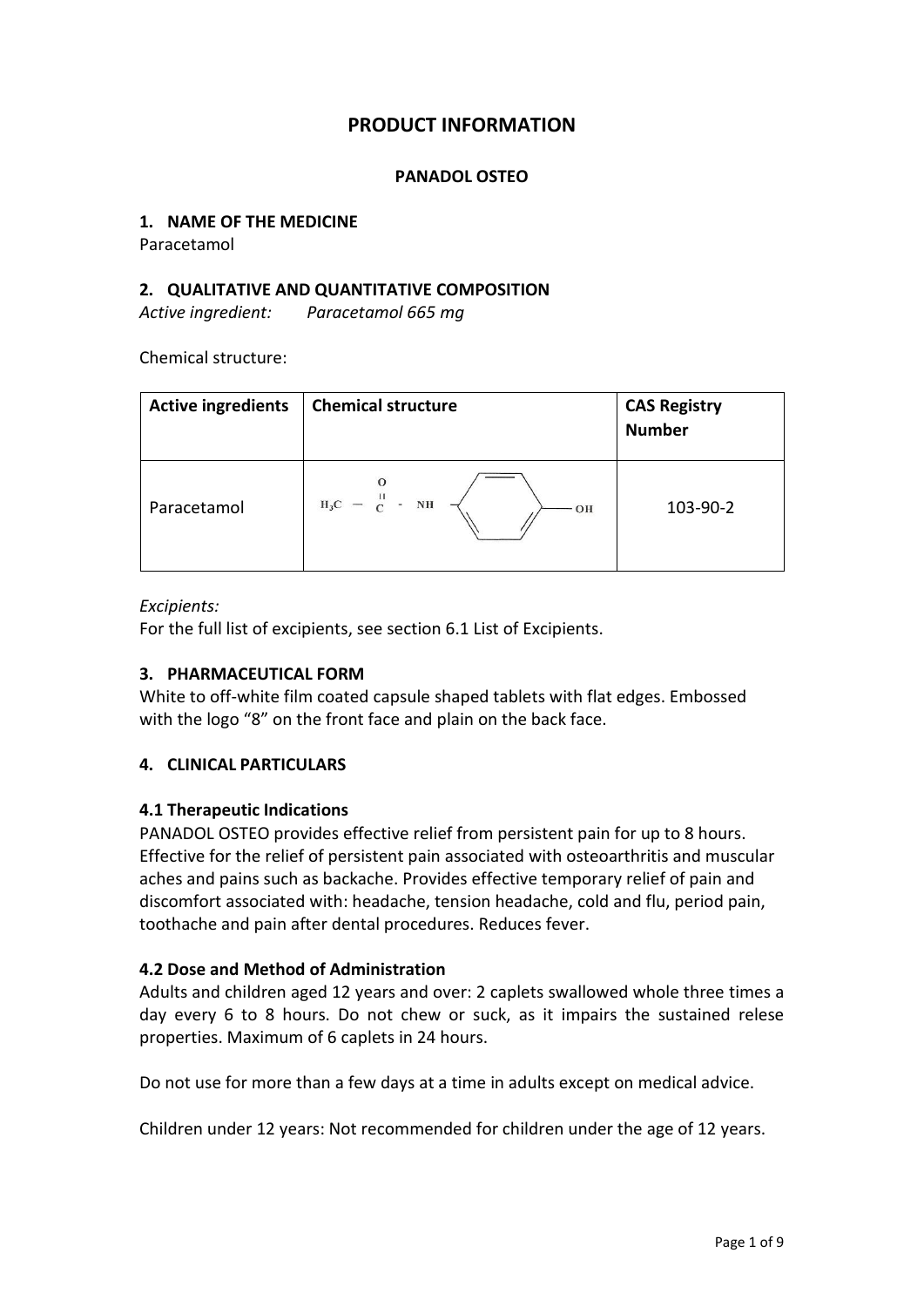# PRODUCT INFORMATION

## PANADOL OSTEO

### 1. NAME OF THE MEDICINE

Paracetamol

### 2. QUALITATIVE AND QUANTITATIVE COMPOSITION

*Active ingredient:* *Paracetamol 665 mg*

Chemical structure:

| Active ingredients | Chemical structure | CAS Registry Number |
|---|---|---|
| Paracetamol | $H_3C-C(=O)-NH-C_6H_4-OH$ | 103-90-2 |

*Excipients:*

For the full list of excipients, see section 6.1 List of Excipients.

### 3. PHARMACEUTICAL FORM

White to off-white film coated capsule shaped tablets with flat edges. Embossed with the logo "8" on the front face and plain on the back face.

### 4. CLINICAL PARTICULARS

#### 4.1 Therapeutic Indications

PANADOL OSTEO provides effective relief from persistent pain for up to 8 hours. Effective for the relief of persistent pain associated with osteoarthritis and muscular aches and pains such as backache. Provides effective temporary relief of pain and discomfort associated with: headache, tension headache, cold and flu, period pain, toothache and pain after dental procedures. Reduces fever.

#### 4.2 Dose and Method of Administration

Adults and children aged 12 years and over: 2 caplets swallowed whole three times a day every 6 to 8 hours. Do not chew or suck, as it impairs the sustained relese properties. Maximum of 6 caplets in 24 hours.

Do not use for more than a few days at a time in adults except on medical advice.

Children under 12 years: Not recommended for children under the age of 12 years.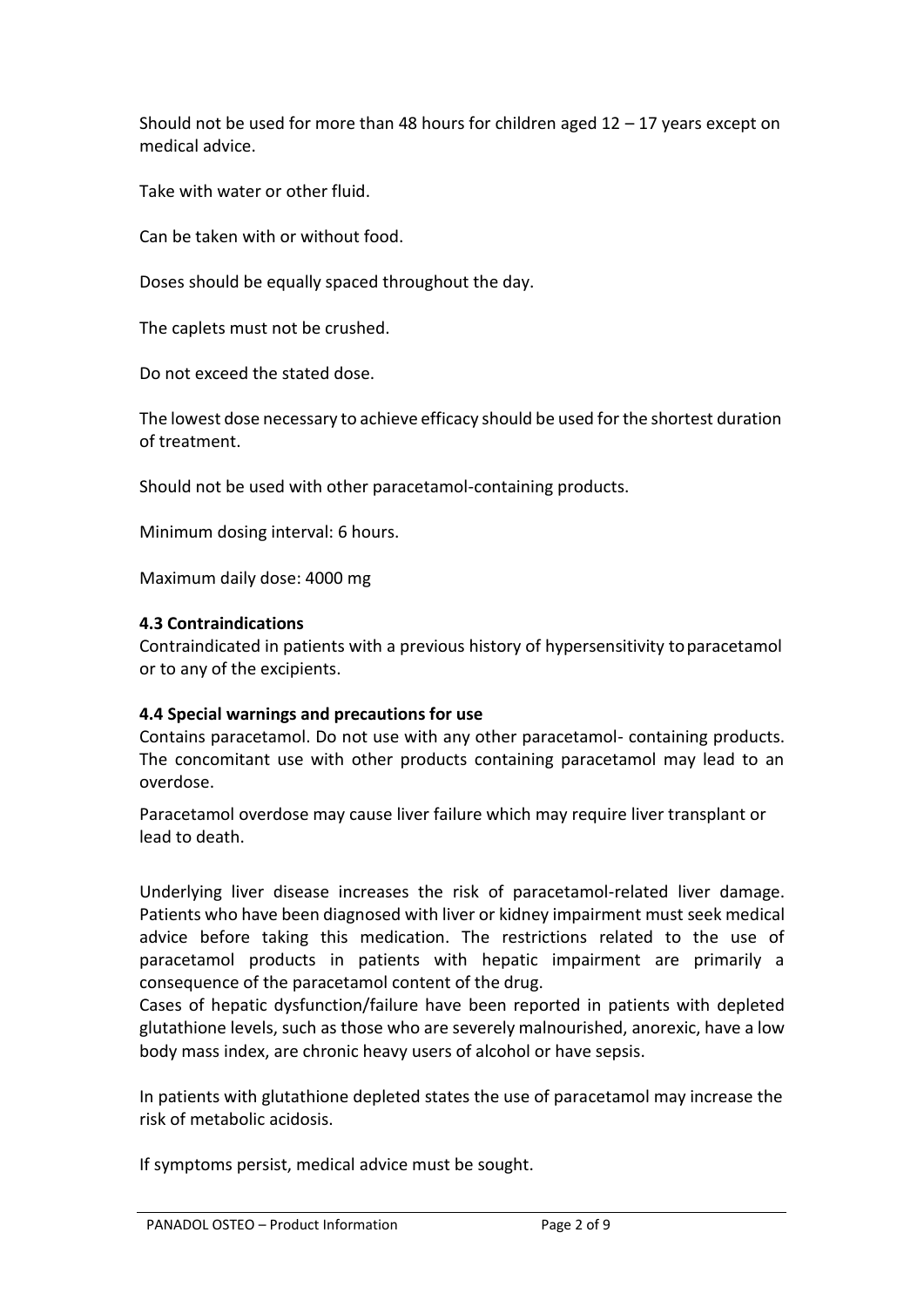Should not be used for more than 48 hours for children aged 12 – 17 years except on medical advice.

Take with water or other fluid.

Can be taken with or without food.

Doses should be equally spaced throughout the day.

The caplets must not be crushed.

Do not exceed the stated dose.

The lowest dose necessary to achieve efficacy should be used for the shortest duration of treatment.

Should not be used with other paracetamol-containing products.

Minimum dosing interval: 6 hours.

Maximum daily dose: 4000 mg

### 4.3 Contraindications

Contraindicated in patients with a previous history of hypersensitivity to paracetamol or to any of the excipients.

### 4.4 Special warnings and precautions for use

Contains paracetamol. Do not use with any other paracetamol- containing products. The concomitant use with other products containing paracetamol may lead to an overdose.

Paracetamol overdose may cause liver failure which may require liver transplant or lead to death.

Underlying liver disease increases the risk of paracetamol-related liver damage. Patients who have been diagnosed with liver or kidney impairment must seek medical advice before taking this medication. The restrictions related to the use of paracetamol products in patients with hepatic impairment are primarily a consequence of the paracetamol content of the drug.

Cases of hepatic dysfunction/failure have been reported in patients with depleted glutathione levels, such as those who are severely malnourished, anorexic, have a low body mass index, are chronic heavy users of alcohol or have sepsis.

In patients with glutathione depleted states the use of paracetamol may increase the risk of metabolic acidosis.

If symptoms persist, medical advice must be sought.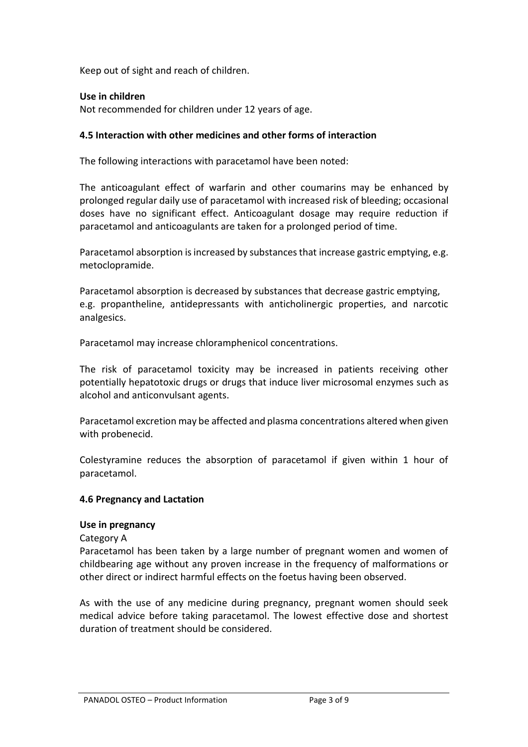Keep out of sight and reach of children.

**Use in children**

Not recommended for children under 12 years of age.

### 4.5 Interaction with other medicines and other forms of interaction

The following interactions with paracetamol have been noted:

The anticoagulant effect of warfarin and other coumarins may be enhanced by prolonged regular daily use of paracetamol with increased risk of bleeding; occasional doses have no significant effect. Anticoagulant dosage may require reduction if paracetamol and anticoagulants are taken for a prolonged period of time.

Paracetamol absorption is increased by substances that increase gastric emptying, e.g. metoclopramide.

Paracetamol absorption is decreased by substances that decrease gastric emptying, e.g. propantheline, antidepressants with anticholinergic properties, and narcotic analgesics.

Paracetamol may increase chloramphenicol concentrations.

The risk of paracetamol toxicity may be increased in patients receiving other potentially hepatotoxic drugs or drugs that induce liver microsomal enzymes such as alcohol and anticonvulsant agents.

Paracetamol excretion may be affected and plasma concentrations altered when given with probenecid.

Colestyramine reduces the absorption of paracetamol if given within 1 hour of paracetamol.

### 4.6 Pregnancy and Lactation

**Use in pregnancy**

Category A

Paracetamol has been taken by a large number of pregnant women and women of childbearing age without any proven increase in the frequency of malformations or other direct or indirect harmful effects on the foetus having been observed.

As with the use of any medicine during pregnancy, pregnant women should seek medical advice before taking paracetamol. The lowest effective dose and shortest duration of treatment should be considered.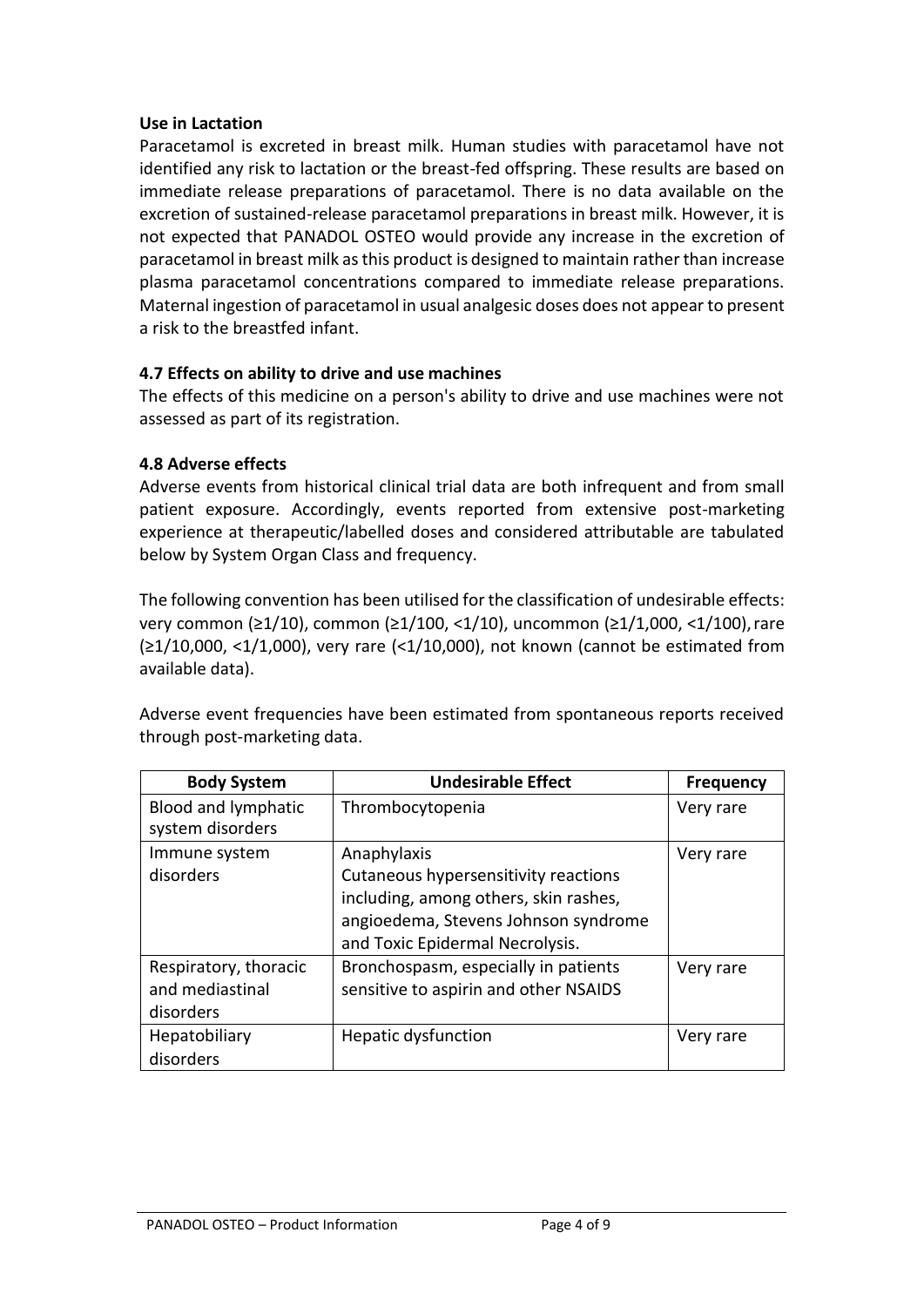**Use in Lactation**

Paracetamol is excreted in breast milk. Human studies with paracetamol have not identified any risk to lactation or the breast-fed offspring. These results are based on immediate release preparations of paracetamol. There is no data available on the excretion of sustained-release paracetamol preparations in breast milk. However, it is not expected that PANADOL OSTEO would provide any increase in the excretion of paracetamol in breast milk as this product is designed to maintain rather than increase plasma paracetamol concentrations compared to immediate release preparations. Maternal ingestion of paracetamol in usual analgesic doses does not appear to present a risk to the breastfed infant.

### 4.7 Effects on ability to drive and use machines

The effects of this medicine on a person's ability to drive and use machines were not assessed as part of its registration.

### 4.8 Adverse effects

Adverse events from historical clinical trial data are both infrequent and from small patient exposure. Accordingly, events reported from extensive post-marketing experience at therapeutic/labelled doses and considered attributable are tabulated below by System Organ Class and frequency.

The following convention has been utilised for the classification of undesirable effects: very common (≥1/10), common (≥1/100, <1/10), uncommon (≥1/1,000, <1/100), rare (≥1/10,000, <1/1,000), very rare (<1/10,000), not known (cannot be estimated from available data).

Adverse event frequencies have been estimated from spontaneous reports received through post-marketing data.

| Body System | Undesirable Effect | Frequency |
|---|---|---|
| Blood and lymphatic system disorders | Thrombocytopenia | Very rare |
| Immune system disorders | Anaphylaxis<br>Cutaneous hypersensitivity reactions including, among others, skin rashes, angioedema, Stevens Johnson syndrome and Toxic Epidermal Necrolysis. | Very rare |
| Respiratory, thoracic and mediastinal disorders | Bronchospasm, especially in patients sensitive to aspirin and other NSAIDS | Very rare |
| Hepatobiliary disorders | Hepatic dysfunction | Very rare |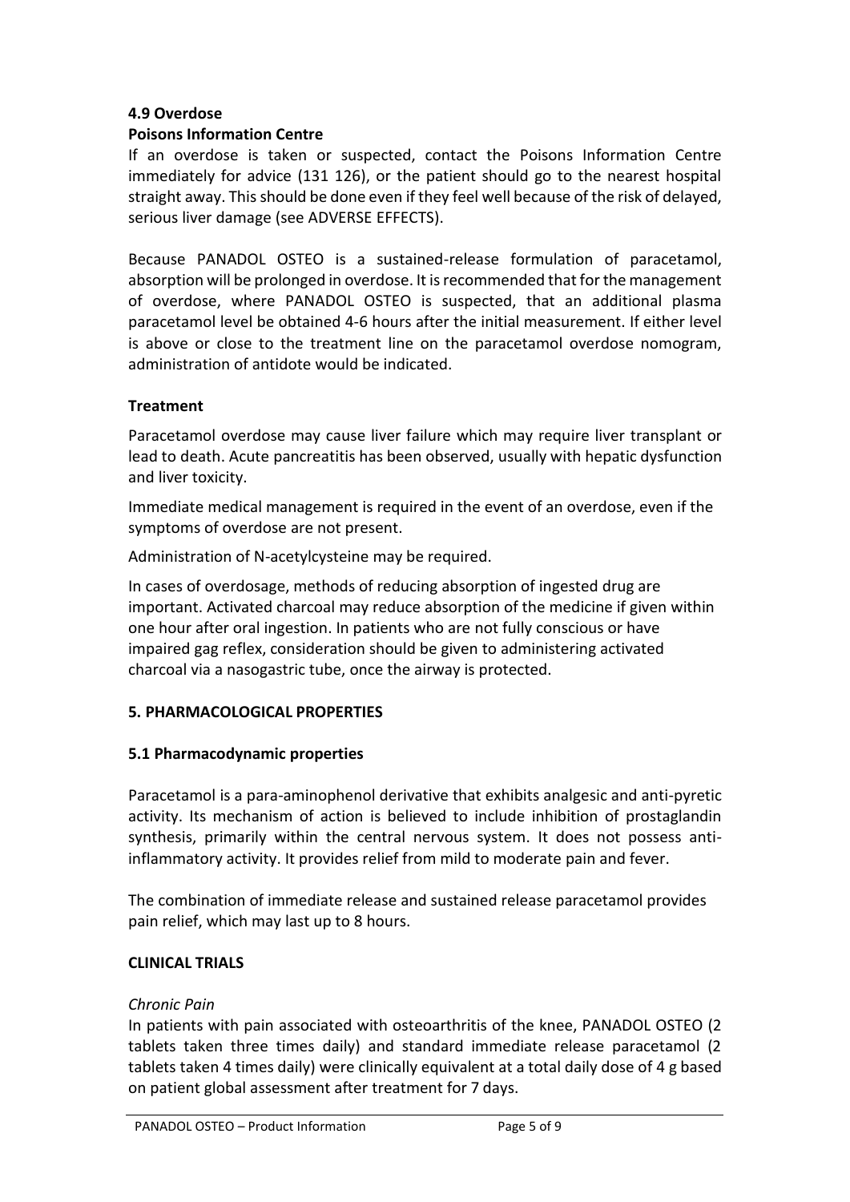### 4.9 Overdose

**Poisons Information Centre**

If an overdose is taken or suspected, contact the Poisons Information Centre immediately for advice (131 126), or the patient should go to the nearest hospital straight away. This should be done even if they feel well because of the risk of delayed, serious liver damage (see ADVERSE EFFECTS).

Because PANADOL OSTEO is a sustained-release formulation of paracetamol, absorption will be prolonged in overdose. It is recommended that for the management of overdose, where PANADOL OSTEO is suspected, that an additional plasma paracetamol level be obtained 4-6 hours after the initial measurement. If either level is above or close to the treatment line on the paracetamol overdose nomogram, administration of antidote would be indicated.

**Treatment**

Paracetamol overdose may cause liver failure which may require liver transplant or lead to death. Acute pancreatitis has been observed, usually with hepatic dysfunction and liver toxicity.

Immediate medical management is required in the event of an overdose, even if the symptoms of overdose are not present.

Administration of N-acetylcysteine may be required.

In cases of overdosage, methods of reducing absorption of ingested drug are important. Activated charcoal may reduce absorption of the medicine if given within one hour after oral ingestion. In patients who are not fully conscious or have impaired gag reflex, consideration should be given to administering activated charcoal via a nasogastric tube, once the airway is protected.

## 5. PHARMACOLOGICAL PROPERTIES

### 5.1 Pharmacodynamic properties

Paracetamol is a para-aminophenol derivative that exhibits analgesic and anti-pyretic activity. Its mechanism of action is believed to include inhibition of prostaglandin synthesis, primarily within the central nervous system. It does not possess anti-inflammatory activity. It provides relief from mild to moderate pain and fever.

The combination of immediate release and sustained release paracetamol provides pain relief, which may last up to 8 hours.

**CLINICAL TRIALS**

*Chronic Pain*

In patients with pain associated with osteoarthritis of the knee, PANADOL OSTEO (2 tablets taken three times daily) and standard immediate release paracetamol (2 tablets taken 4 times daily) were clinically equivalent at a total daily dose of 4 g based on patient global assessment after treatment for 7 days.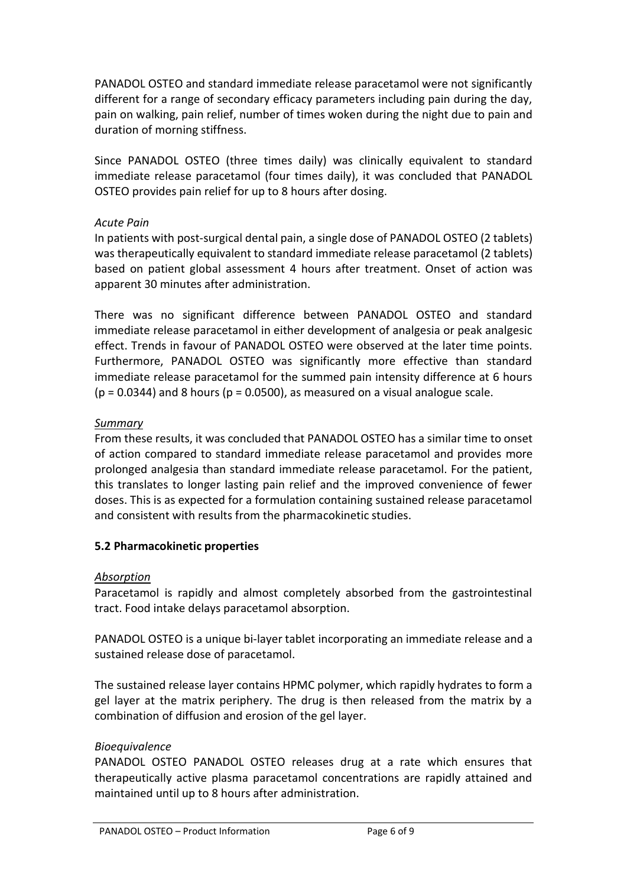PANADOL OSTEO and standard immediate release paracetamol were not significantly different for a range of secondary efficacy parameters including pain during the day, pain on walking, pain relief, number of times woken during the night due to pain and duration of morning stiffness.

Since PANADOL OSTEO (three times daily) was clinically equivalent to standard immediate release paracetamol (four times daily), it was concluded that PANADOL OSTEO provides pain relief for up to 8 hours after dosing.

*Acute Pain*

In patients with post-surgical dental pain, a single dose of PANADOL OSTEO (2 tablets) was therapeutically equivalent to standard immediate release paracetamol (2 tablets) based on patient global assessment 4 hours after treatment. Onset of action was apparent 30 minutes after administration.

There was no significant difference between PANADOL OSTEO and standard immediate release paracetamol in either development of analgesia or peak analgesic effect. Trends in favour of PANADOL OSTEO were observed at the later time points. Furthermore, PANADOL OSTEO was significantly more effective than standard immediate release paracetamol for the summed pain intensity difference at 6 hours ($p = 0.0344$) and 8 hours ($p = 0.0500$), as measured on a visual analogue scale.

*Summary*

From these results, it was concluded that PANADOL OSTEO has a similar time to onset of action compared to standard immediate release paracetamol and provides more prolonged analgesia than standard immediate release paracetamol. For the patient, this translates to longer lasting pain relief and the improved convenience of fewer doses. This is as expected for a formulation containing sustained release paracetamol and consistent with results from the pharmacokinetic studies.

## 5.2 Pharmacokinetic properties

*Absorption*

Paracetamol is rapidly and almost completely absorbed from the gastrointestinal tract. Food intake delays paracetamol absorption.

PANADOL OSTEO is a unique bi-layer tablet incorporating an immediate release and a sustained release dose of paracetamol.

The sustained release layer contains HPMC polymer, which rapidly hydrates to form a gel layer at the matrix periphery. The drug is then released from the matrix by a combination of diffusion and erosion of the gel layer.

*Bioequivalence*

PANADOL OSTEO PANADOL OSTEO releases drug at a rate which ensures that therapeutically active plasma paracetamol concentrations are rapidly attained and maintained until up to 8 hours after administration.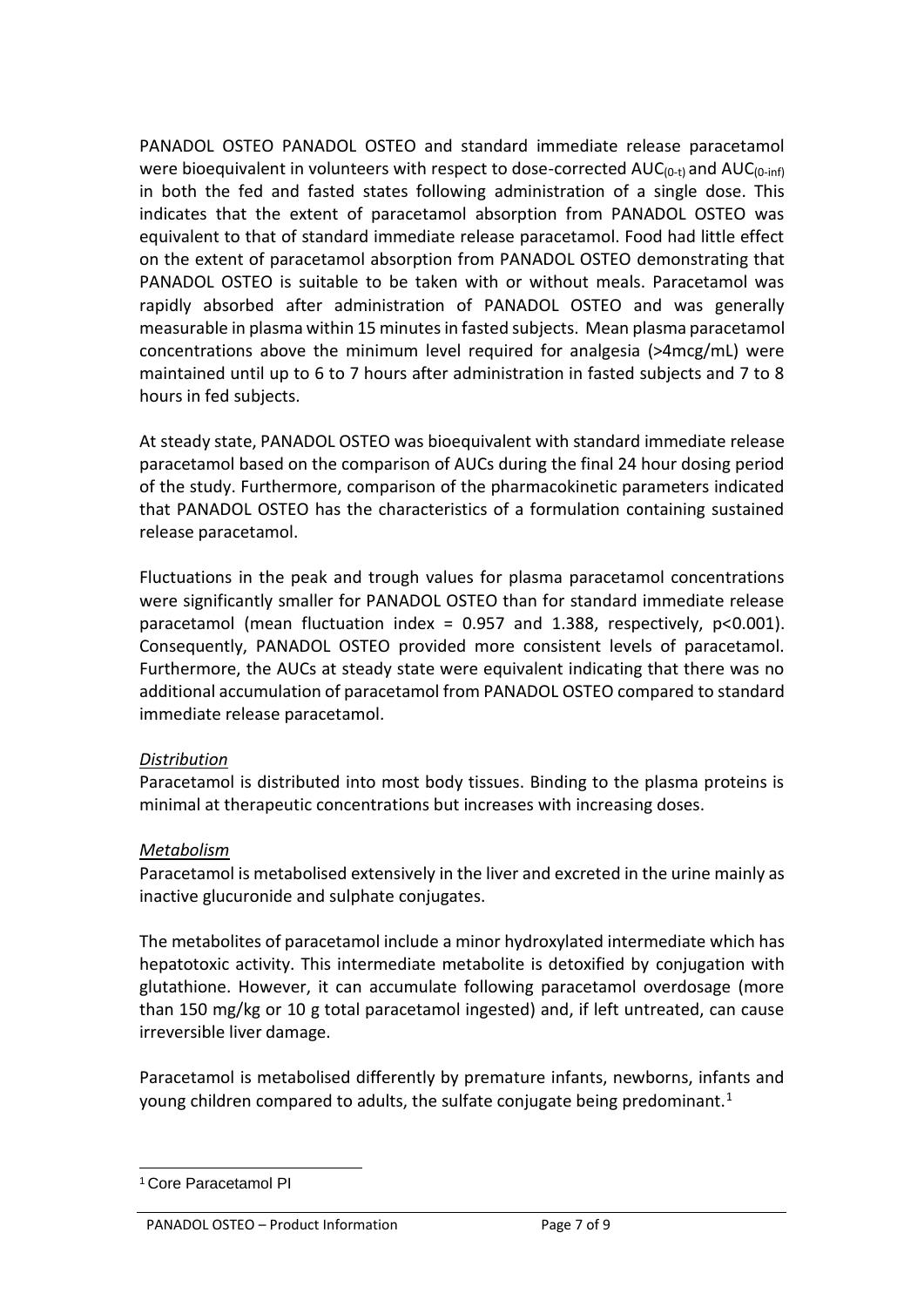PANADOL OSTEO PANADOL OSTEO and standard immediate release paracetamol were bioequivalent in volunteers with respect to dose-corrected $AUC_{(0-t)}$ and $AUC_{(0-inf)}$ in both the fed and fasted states following administration of a single dose. This indicates that the extent of paracetamol absorption from PANADOL OSTEO was equivalent to that of standard immediate release paracetamol. Food had little effect on the extent of paracetamol absorption from PANADOL OSTEO demonstrating that PANADOL OSTEO is suitable to be taken with or without meals. Paracetamol was rapidly absorbed after administration of PANADOL OSTEO and was generally measurable in plasma within 15 minutes in fasted subjects. Mean plasma paracetamol concentrations above the minimum level required for analgesia (>4mcg/mL) were maintained until up to 6 to 7 hours after administration in fasted subjects and 7 to 8 hours in fed subjects.

At steady state, PANADOL OSTEO was bioequivalent with standard immediate release paracetamol based on the comparison of AUCs during the final 24 hour dosing period of the study. Furthermore, comparison of the pharmacokinetic parameters indicated that PANADOL OSTEO has the characteristics of a formulation containing sustained release paracetamol.

Fluctuations in the peak and trough values for plasma paracetamol concentrations were significantly smaller for PANADOL OSTEO than for standard immediate release paracetamol (mean fluctuation index = 0.957 and 1.388, respectively, $p<0.001$). Consequently, PANADOL OSTEO provided more consistent levels of paracetamol. Furthermore, the AUCs at steady state were equivalent indicating that there was no additional accumulation of paracetamol from PANADOL OSTEO compared to standard immediate release paracetamol.

*Distribution*

Paracetamol is distributed into most body tissues. Binding to the plasma proteins is minimal at therapeutic concentrations but increases with increasing doses.

*Metabolism*

Paracetamol is metabolised extensively in the liver and excreted in the urine mainly as inactive glucuronide and sulphate conjugates.

The metabolites of paracetamol include a minor hydroxylated intermediate which has hepatotoxic activity. This intermediate metabolite is detoxified by conjugation with glutathione. However, it can accumulate following paracetamol overdosage (more than 150 mg/kg or 10 g total paracetamol ingested) and, if left untreated, can cause irreversible liver damage.

Paracetamol is metabolised differently by premature infants, newborns, infants and young children compared to adults, the sulfate conjugate being predominant.[1]

[1] Core Paracetamol PI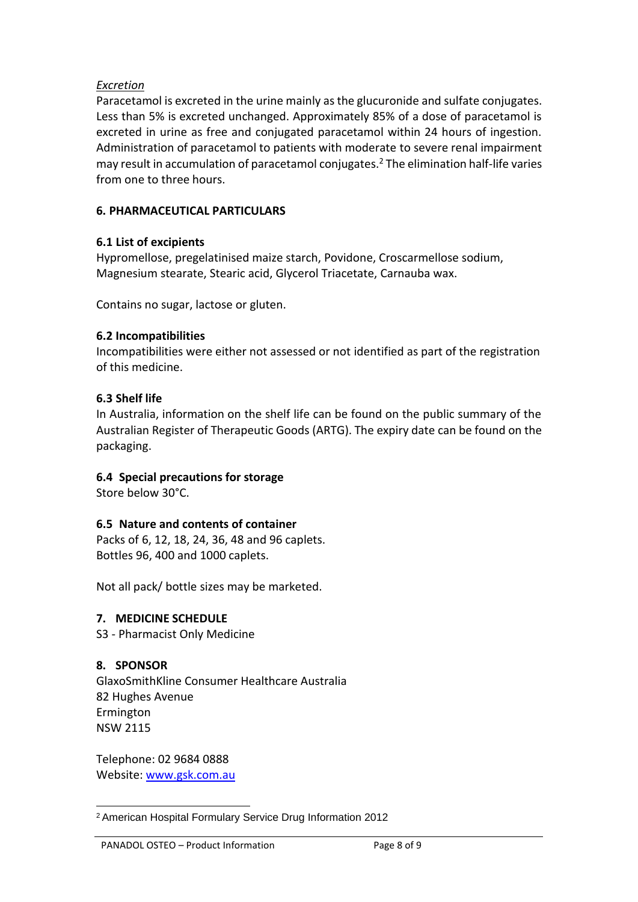*Excretion*

Paracetamol is excreted in the urine mainly as the glucuronide and sulfate conjugates. Less than 5% is excreted unchanged. Approximately 85% of a dose of paracetamol is excreted in urine as free and conjugated paracetamol within 24 hours of ingestion. Administration of paracetamol to patients with moderate to severe renal impairment may result in accumulation of paracetamol conjugates.[2] The elimination half-life varies from one to three hours.

## 6. PHARMACEUTICAL PARTICULARS

### 6.1 List of excipients

Hypromellose, pregelatinised maize starch, Povidone, Croscarmellose sodium, Magnesium stearate, Stearic acid, Glycerol Triacetate, Carnauba wax.

Contains no sugar, lactose or gluten.

### 6.2 Incompatibilities

Incompatibilities were either not assessed or not identified as part of the registration of this medicine.

### 6.3 Shelf life

In Australia, information on the shelf life can be found on the public summary of the Australian Register of Therapeutic Goods (ARTG). The expiry date can be found on the packaging.

### 6.4 Special precautions for storage

Store below 30°C.

### 6.5 Nature and contents of container

Packs of 6, 12, 18, 24, 36, 48 and 96 caplets.
Bottles 96, 400 and 1000 caplets.

Not all pack/ bottle sizes may be marketed.

## 7. MEDICINE SCHEDULE

S3 - Pharmacist Only Medicine

## 8. SPONSOR

GlaxoSmithKline Consumer Healthcare Australia
82 Hughes Avenue
Ermington
NSW 2115

Telephone: 02 9684 0888
Website: www.gsk.com.au

---

[2] American Hospital Formulary Service Drug Information 2012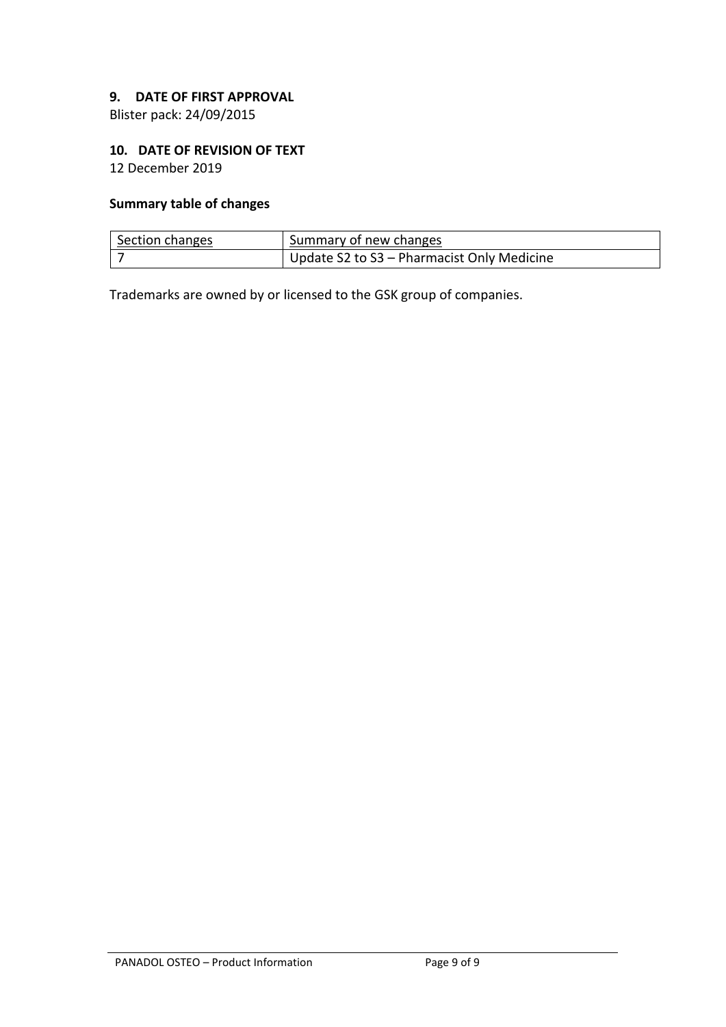## 9. DATE OF FIRST APPROVAL

Blister pack: 24/09/2015

## 10. DATE OF REVISION OF TEXT

12 December 2019

### Summary table of changes

| Section changes | Summary of new changes |
|---|---|
| 7 | Update S2 to S3 – Pharmacist Only Medicine |

Trademarks are owned by or licensed to the GSK group of companies.